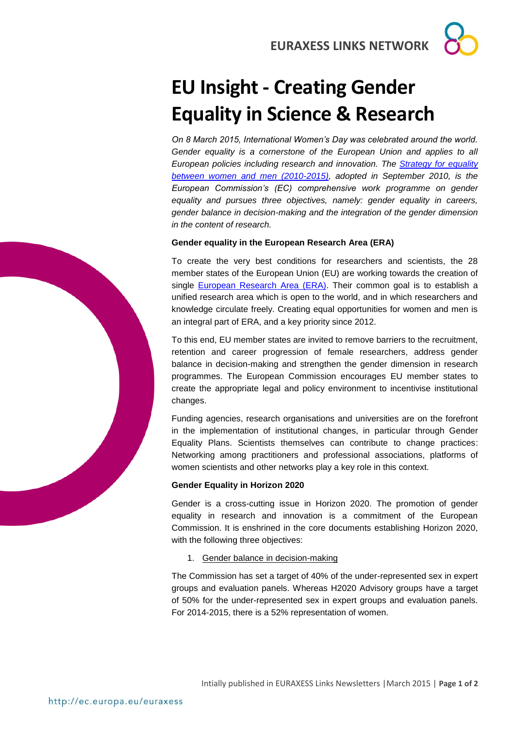# EU Insight - Creating Gender Equality in Science & Research

*On 8 March 2015, International Women's Day was celebrated around the world. Gender equality is a cornerstone of the European Union and applies to all European policies including research and innovation. The [Strategy for equality between women and men (2010-2015)](), adopted in September 2010, is the European Commission's (EC) comprehensive work programme on gender equality and pursues three objectives, namely: gender equality in careers, gender balance in decision-making and the integration of the gender dimension in the content of research.*

**Gender equality in the European Research Area (ERA)**

To create the very best conditions for researchers and scientists, the 28 member states of the European Union (EU) are working towards the creation of single [European Research Area (ERA)](). Their common goal is to establish a unified research area which is open to the world, and in which researchers and knowledge circulate freely. Creating equal opportunities for women and men is an integral part of ERA, and a key priority since 2012.

To this end, EU member states are invited to remove barriers to the recruitment, retention and career progression of female researchers, address gender balance in decision-making and strengthen the gender dimension in research programmes. The European Commission encourages EU member states to create the appropriate legal and policy environment to incentivise institutional changes.

Funding agencies, research organisations and universities are on the forefront in the implementation of institutional changes, in particular through Gender Equality Plans. Scientists themselves can contribute to change practices: Networking among practitioners and professional associations, platforms of women scientists and other networks play a key role in this context.

**Gender Equality in Horizon 2020**

Gender is a cross-cutting issue in Horizon 2020. The promotion of gender equality in research and innovation is a commitment of the European Commission. It is enshrined in the core documents establishing Horizon 2020, with the following three objectives:

1. Gender balance in decision-making

The Commission has set a target of 40% of the under-represented sex in expert groups and evaluation panels. Whereas H2020 Advisory groups have a target of 50% for the under-represented sex in expert groups and evaluation panels. For 2014-2015, there is a 52% representation of women.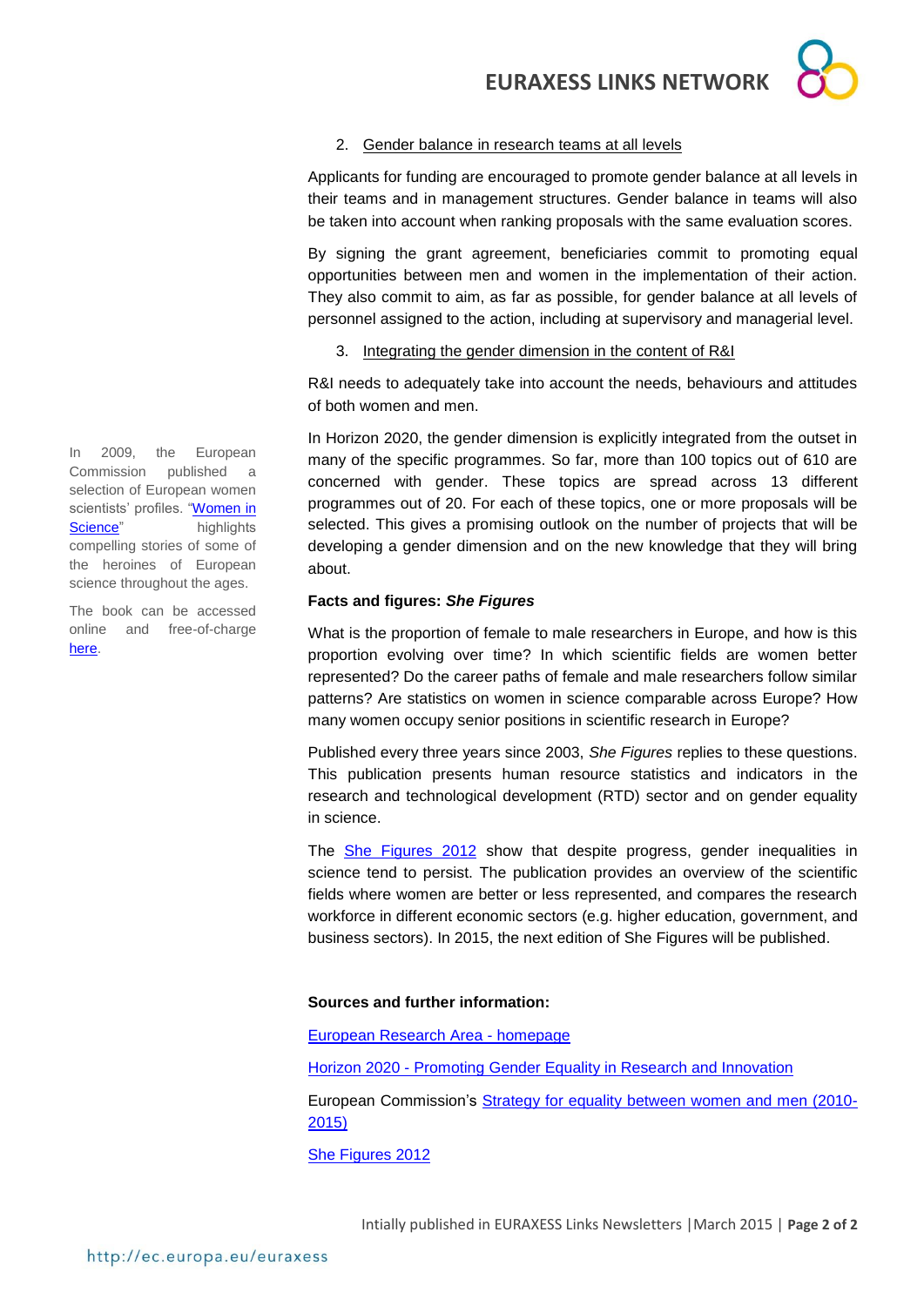2. Gender balance in research teams at all levels

Applicants for funding are encouraged to promote gender balance at all levels in their teams and in management structures. Gender balance in teams will also be taken into account when ranking proposals with the same evaluation scores.

By signing the grant agreement, beneficiaries commit to promoting equal opportunities between men and women in the implementation of their action. They also commit to aim, as far as possible, for gender balance at all levels of personnel assigned to the action, including at supervisory and managerial level.

3. Integrating the gender dimension in the content of R&I

R&I needs to adequately take into account the needs, behaviours and attitudes of both women and men.

In Horizon 2020, the gender dimension is explicitly integrated from the outset in many of the specific programmes. So far, more than 100 topics out of 610 are concerned with gender. These topics are spread across 13 different programmes out of 20. For each of these topics, one or more proposals will be selected. This gives a promising outlook on the number of projects that will be developing a gender dimension and on the new knowledge that they will bring about.

In 2009, the European Commission published a selection of European women scientists' profiles. "Women in Science" highlights compelling stories of some of the heroines of European science throughout the ages.

The book can be accessed online and free-of-charge here.

**Facts and figures: *She Figures***

What is the proportion of female to male researchers in Europe, and how is this proportion evolving over time? In which scientific fields are women better represented? Do the career paths of female and male researchers follow similar patterns? Are statistics on women in science comparable across Europe? How many women occupy senior positions in scientific research in Europe?

Published every three years since 2003, *She Figures* replies to these questions. This publication presents human resource statistics and indicators in the research and technological development (RTD) sector and on gender equality in science.

The She Figures 2012 show that despite progress, gender inequalities in science tend to persist. The publication provides an overview of the scientific fields where women are better or less represented, and compares the research workforce in different economic sectors (e.g. higher education, government, and business sectors). In 2015, the next edition of She Figures will be published.

**Sources and further information:**

European Research Area - homepage

Horizon 2020 - Promoting Gender Equality in Research and Innovation

European Commission's Strategy for equality between women and men (2010-2015)

She Figures 2012